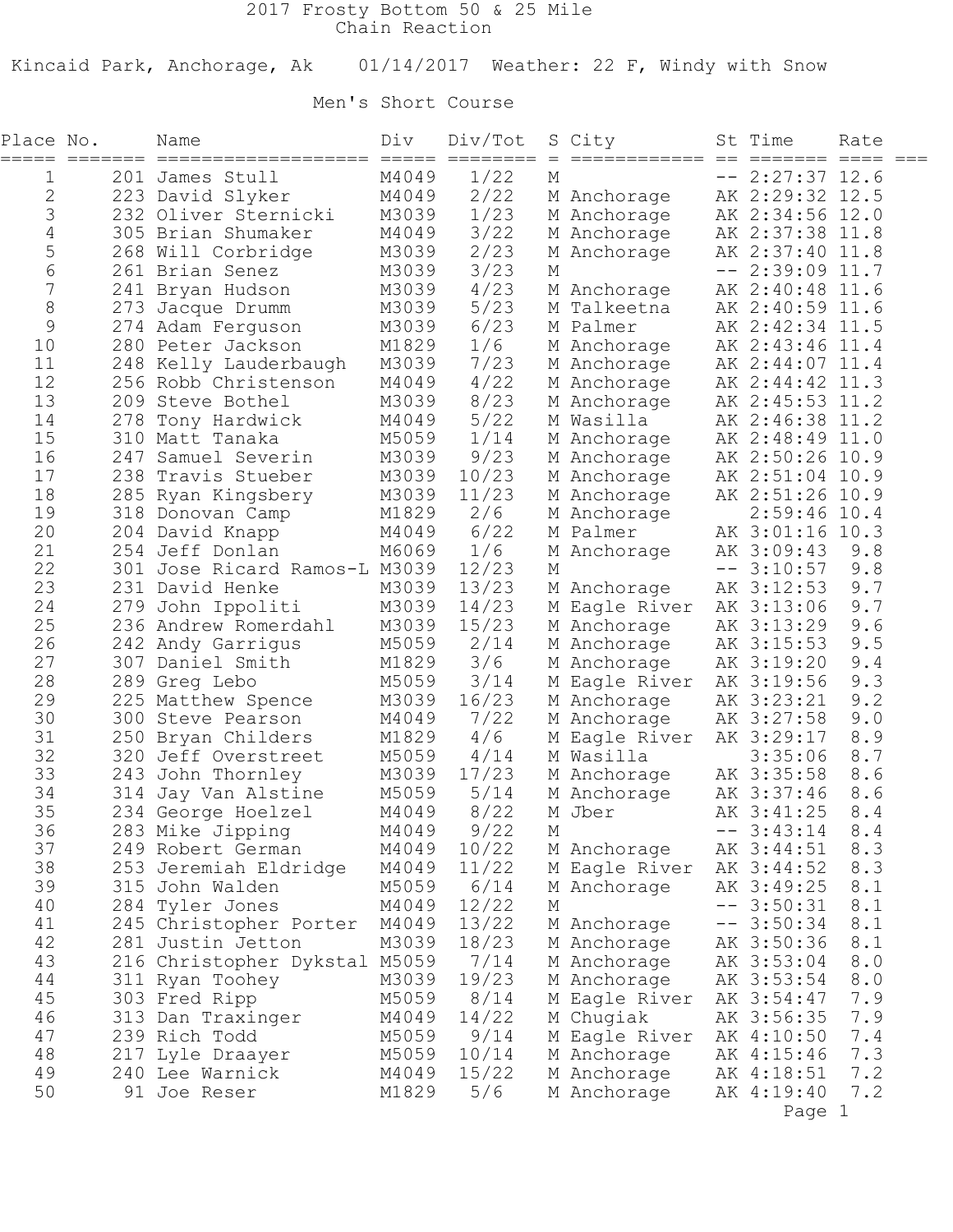# 2017 Frosty Bottom 50 & 25 Mile

Chain Reaction

Kincaid Park, Anchorage, Ak    01/14/2017  Weather: 22 F, Windy with Snow

## Men's Short Course

| Place | No. | Name | Div | Div/Tot | S | City | St | Time | Rate |
|---|---|---|---|---|---|---|---|---|---|
| 1 | 201 | James Stull | M4049 | 1/22 | M | | -- | 2:27:37 | 12.6 |
| 2 | 223 | David Slyker | M4049 | 2/22 | M | Anchorage | AK | 2:29:32 | 12.5 |
| 3 | 232 | Oliver Sternicki | M3039 | 1/23 | M | Anchorage | AK | 2:34:56 | 12.0 |
| 4 | 305 | Brian Shumaker | M4049 | 3/22 | M | Anchorage | AK | 2:37:38 | 11.8 |
| 5 | 268 | Will Corbridge | M3039 | 2/23 | M | Anchorage | AK | 2:37:40 | 11.8 |
| 6 | 261 | Brian Senez | M3039 | 3/23 | M | | -- | 2:39:09 | 11.7 |
| 7 | 241 | Bryan Hudson | M3039 | 4/23 | M | Anchorage | AK | 2:40:48 | 11.6 |
| 8 | 273 | Jacque Drumm | M3039 | 5/23 | M | Talkeetna | AK | 2:40:59 | 11.6 |
| 9 | 274 | Adam Ferguson | M3039 | 6/23 | M | Palmer | AK | 2:42:34 | 11.5 |
| 10 | 280 | Peter Jackson | M1829 | 1/6 | M | Anchorage | AK | 2:43:46 | 11.4 |
| 11 | 248 | Kelly Lauderbaugh | M3039 | 7/23 | M | Anchorage | AK | 2:44:07 | 11.4 |
| 12 | 256 | Robb Christenson | M4049 | 4/22 | M | Anchorage | AK | 2:44:42 | 11.3 |
| 13 | 209 | Steve Bothel | M3039 | 8/23 | M | Anchorage | AK | 2:45:53 | 11.2 |
| 14 | 278 | Tony Hardwick | M4049 | 5/22 | M | Wasilla | AK | 2:46:38 | 11.2 |
| 15 | 310 | Matt Tanaka | M5059 | 1/14 | M | Anchorage | AK | 2:48:49 | 11.0 |
| 16 | 247 | Samuel Severin | M3039 | 9/23 | M | Anchorage | AK | 2:50:26 | 10.9 |
| 17 | 238 | Travis Stueber | M3039 | 10/23 | M | Anchorage | AK | 2:51:04 | 10.9 |
| 18 | 285 | Ryan Kingsbery | M3039 | 11/23 | M | Anchorage | AK | 2:51:26 | 10.9 |
| 19 | 318 | Donovan Camp | M1829 | 2/6 | M | Anchorage | | 2:59:46 | 10.4 |
| 20 | 204 | David Knapp | M4049 | 6/22 | M | Palmer | AK | 3:01:16 | 10.3 |
| 21 | 254 | Jeff Donlan | M6069 | 1/6 | M | Anchorage | AK | 3:09:43 | 9.8 |
| 22 | 301 | Jose Ricard Ramos-L | M3039 | 12/23 | M | | -- | 3:10:57 | 9.8 |
| 23 | 231 | David Henke | M3039 | 13/23 | M | Anchorage | AK | 3:12:53 | 9.7 |
| 24 | 279 | John Ippoliti | M3039 | 14/23 | M | Eagle River | AK | 3:13:06 | 9.7 |
| 25 | 236 | Andrew Romerdahl | M3039 | 15/23 | M | Anchorage | AK | 3:13:29 | 9.6 |
| 26 | 242 | Andy Garrigus | M5059 | 2/14 | M | Anchorage | AK | 3:15:53 | 9.5 |
| 27 | 307 | Daniel Smith | M1829 | 3/6 | M | Anchorage | AK | 3:19:20 | 9.4 |
| 28 | 289 | Greg Lebo | M5059 | 3/14 | M | Eagle River | AK | 3:19:56 | 9.3 |
| 29 | 225 | Matthew Spence | M3039 | 16/23 | M | Anchorage | AK | 3:23:21 | 9.2 |
| 30 | 300 | Steve Pearson | M4049 | 7/22 | M | Anchorage | AK | 3:27:58 | 9.0 |
| 31 | 250 | Bryan Childers | M1829 | 4/6 | M | Eagle River | AK | 3:29:17 | 8.9 |
| 32 | 320 | Jeff Overstreet | M5059 | 4/14 | M | Wasilla | | 3:35:06 | 8.7 |
| 33 | 243 | John Thornley | M3039 | 17/23 | M | Anchorage | AK | 3:35:58 | 8.6 |
| 34 | 314 | Jay Van Alstine | M5059 | 5/14 | M | Anchorage | AK | 3:37:46 | 8.6 |
| 35 | 234 | George Hoelzel | M4049 | 8/22 | M | Jber | AK | 3:41:25 | 8.4 |
| 36 | 283 | Mike Jipping | M4049 | 9/22 | M | | -- | 3:43:14 | 8.4 |
| 37 | 249 | Robert German | M4049 | 10/22 | M | Anchorage | AK | 3:44:51 | 8.3 |
| 38 | 253 | Jeremiah Eldridge | M4049 | 11/22 | M | Eagle River | AK | 3:44:52 | 8.3 |
| 39 | 315 | John Walden | M5059 | 6/14 | M | Anchorage | AK | 3:49:25 | 8.1 |
| 40 | 284 | Tyler Jones | M4049 | 12/22 | M | | -- | 3:50:31 | 8.1 |
| 41 | 245 | Christopher Porter | M4049 | 13/22 | M | Anchorage | -- | 3:50:34 | 8.1 |
| 42 | 281 | Justin Jetton | M3039 | 18/23 | M | Anchorage | AK | 3:50:36 | 8.1 |
| 43 | 216 | Christopher Dykstal | M5059 | 7/14 | M | Anchorage | AK | 3:53:04 | 8.0 |
| 44 | 311 | Ryan Toohey | M3039 | 19/23 | M | Anchorage | AK | 3:53:54 | 8.0 |
| 45 | 303 | Fred Ripp | M5059 | 8/14 | M | Eagle River | AK | 3:54:47 | 7.9 |
| 46 | 313 | Dan Traxinger | M4049 | 14/22 | M | Chugiak | AK | 3:56:35 | 7.9 |
| 47 | 239 | Rich Todd | M5059 | 9/14 | M | Eagle River | AK | 4:10:50 | 7.4 |
| 48 | 217 | Lyle Draayer | M5059 | 10/14 | M | Anchorage | AK | 4:15:46 | 7.3 |
| 49 | 240 | Lee Warnick | M4049 | 15/22 | M | Anchorage | AK | 4:18:51 | 7.2 |
| 50 | 91 | Joe Reser | M1829 | 5/6 | M | Anchorage | AK | 4:19:40 | 7.2 |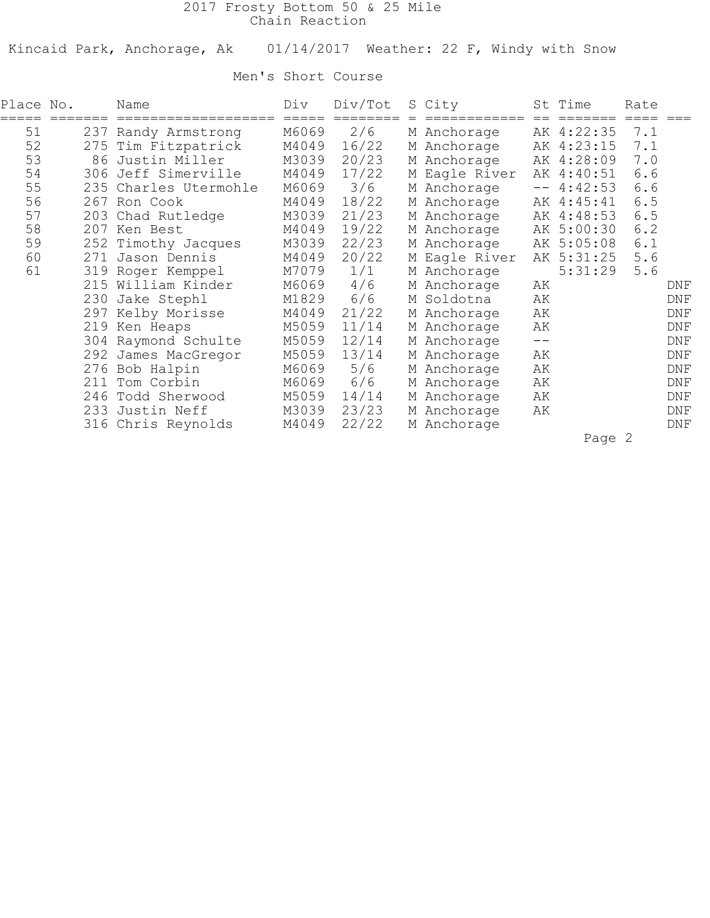2017 Frosty Bottom 50 & 25 Mile
Chain Reaction

Kincaid Park, Anchorage, Ak    01/14/2017  Weather: 22 F, Windy with Snow

Men's Short Course

| Place | No. | Name | Div | Div/Tot | S | City | St | Time | Rate | |
|---|---|---|---|---|---|---|---|---|---|---|
| 51 | 237 | Randy Armstrong | M6069 | 2/6 | M | Anchorage | AK | 4:22:35 | 7.1 | |
| 52 | 275 | Tim Fitzpatrick | M4049 | 16/22 | M | Anchorage | AK | 4:23:15 | 7.1 | |
| 53 | 86 | Justin Miller | M3039 | 20/23 | M | Anchorage | AK | 4:28:09 | 7.0 | |
| 54 | 306 | Jeff Simerville | M4049 | 17/22 | M | Eagle River | AK | 4:40:51 | 6.6 | |
| 55 | 235 | Charles Utermohle | M6069 | 3/6 | M | Anchorage | -- | 4:42:53 | 6.6 | |
| 56 | 267 | Ron Cook | M4049 | 18/22 | M | Anchorage | AK | 4:45:41 | 6.5 | |
| 57 | 203 | Chad Rutledge | M3039 | 21/23 | M | Anchorage | AK | 4:48:53 | 6.5 | |
| 58 | 207 | Ken Best | M4049 | 19/22 | M | Anchorage | AK | 5:00:30 | 6.2 | |
| 59 | 252 | Timothy Jacques | M3039 | 22/23 | M | Anchorage | AK | 5:05:08 | 6.1 | |
| 60 | 271 | Jason Dennis | M4049 | 20/22 | M | Eagle River | AK | 5:31:25 | 5.6 | |
| 61 | 319 | Roger Kemppel | M7079 | 1/1 | M | Anchorage | | 5:31:29 | 5.6 | |
| | 215 | William Kinder | M6069 | 4/6 | M | Anchorage | AK | | | DNF |
| | 230 | Jake Stephl | M1829 | 6/6 | M | Soldotna | AK | | | DNF |
| | 297 | Kelby Morisse | M4049 | 21/22 | M | Anchorage | AK | | | DNF |
| | 219 | Ken Heaps | M5059 | 11/14 | M | Anchorage | AK | | | DNF |
| | 304 | Raymond Schulte | M5059 | 12/14 | M | Anchorage | -- | | | DNF |
| | 292 | James MacGregor | M5059 | 13/14 | M | Anchorage | AK | | | DNF |
| | 276 | Bob Halpin | M6069 | 5/6 | M | Anchorage | AK | | | DNF |
| | 211 | Tom Corbin | M6069 | 6/6 | M | Anchorage | AK | | | DNF |
| | 246 | Todd Sherwood | M5059 | 14/14 | M | Anchorage | AK | | | DNF |
| | 233 | Justin Neff | M3039 | 23/23 | M | Anchorage | AK | | | DNF |
| | 316 | Chris Reynolds | M4049 | 22/22 | M | Anchorage | | | | DNF |